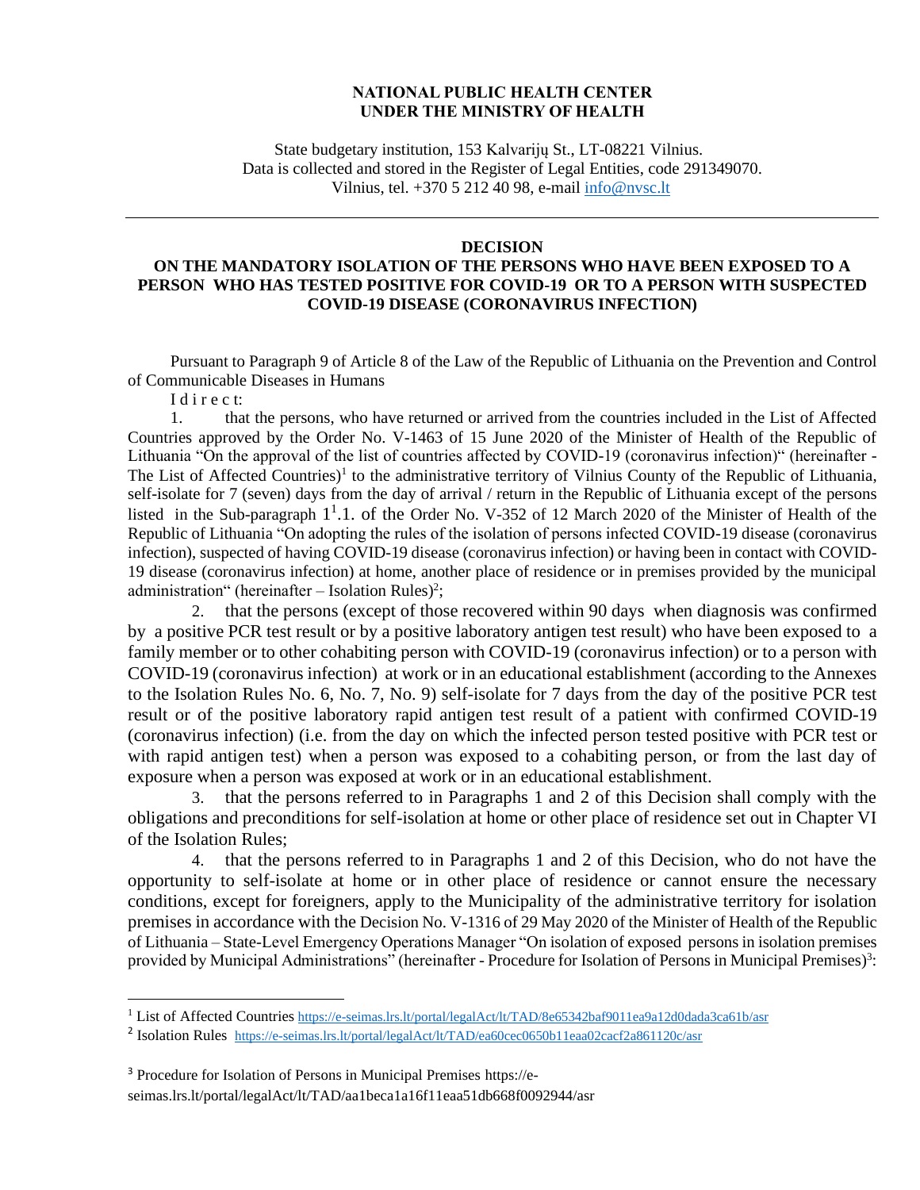**NATIONAL PUBLIC HEALTH CENTER**
**UNDER THE MINISTRY OF HEALTH**

State budgetary institution, 153 Kalvarijų St., LT-08221 Vilnius.
Data is collected and stored in the Register of Legal Entities, code 291349070.
Vilnius, tel. +370 5 212 40 98, e-mail info@nvsc.lt

---

# DECISION

## ON THE MANDATORY ISOLATION OF THE PERSONS WHO HAVE BEEN EXPOSED TO A PERSON WHO HAS TESTED POSITIVE FOR COVID-19 OR TO A PERSON WITH SUSPECTED COVID-19 DISEASE (CORONAVIRUS INFECTION)

Pursuant to Paragraph 9 of Article 8 of the Law of the Republic of Lithuania on the Prevention and Control of Communicable Diseases in Humans

I d i r e c t:

1. that the persons, who have returned or arrived from the countries included in the List of Affected Countries approved by the Order No. V-1463 of 15 June 2020 of the Minister of Health of the Republic of Lithuania "On the approval of the list of countries affected by COVID-19 (coronavirus infection)" (hereinafter - The List of Affected Countries)[1] to the administrative territory of Vilnius County of the Republic of Lithuania, self-isolate for 7 (seven) days from the day of arrival / return in the Republic of Lithuania except of the persons listed in the Sub-paragraph $1^1$.1. of the Order No. V-352 of 12 March 2020 of the Minister of Health of the Republic of Lithuania "On adopting the rules of the isolation of persons infected COVID-19 disease (coronavirus infection), suspected of having COVID-19 disease (coronavirus infection) or having been in contact with COVID-19 disease (coronavirus infection) at home, another place of residence or in premises provided by the municipal administration" (hereinafter – Isolation Rules)[2];

2. that the persons (except of those recovered within 90 days when diagnosis was confirmed by a positive PCR test result or by a positive laboratory antigen test result) who have been exposed to a family member or to other cohabiting person with COVID-19 (coronavirus infection) or to a person with COVID-19 (coronavirus infection) at work or in an educational establishment (according to the Annexes to the Isolation Rules No. 6, No. 7, No. 9) self-isolate for 7 days from the day of the positive PCR test result or of the positive laboratory rapid antigen test result of a patient with confirmed COVID-19 (coronavirus infection) (i.e. from the day on which the infected person tested positive with PCR test or with rapid antigen test) when a person was exposed to a cohabiting person, or from the last day of exposure when a person was exposed at work or in an educational establishment.

3. that the persons referred to in Paragraphs 1 and 2 of this Decision shall comply with the obligations and preconditions for self-isolation at home or other place of residence set out in Chapter VI of the Isolation Rules;

4. that the persons referred to in Paragraphs 1 and 2 of this Decision, who do not have the opportunity to self-isolate at home or in other place of residence or cannot ensure the necessary conditions, except for foreigners, apply to the Municipality of the administrative territory for isolation premises in accordance with the Decision No. V-1316 of 29 May 2020 of the Minister of Health of the Republic of Lithuania – State-Level Emergency Operations Manager "On isolation of exposed persons in isolation premises provided by Municipal Administrations" (hereinafter - Procedure for Isolation of Persons in Municipal Premises)[3]:

---

[1] List of Affected Countries https://e-seimas.lrs.lt/portal/legalAct/lt/TAD/8e65342baf9011ea9a12d0dada3ca61b/asr

[2] Isolation Rules https://e-seimas.lrs.lt/portal/legalAct/lt/TAD/ea60cec0650b11eaa02cacf2a861120c/asr

[3] Procedure for Isolation of Persons in Municipal Premises https://e-seimas.lrs.lt/portal/legalAct/lt/TAD/aa1beca1a16f11eaa51db668f0092944/asr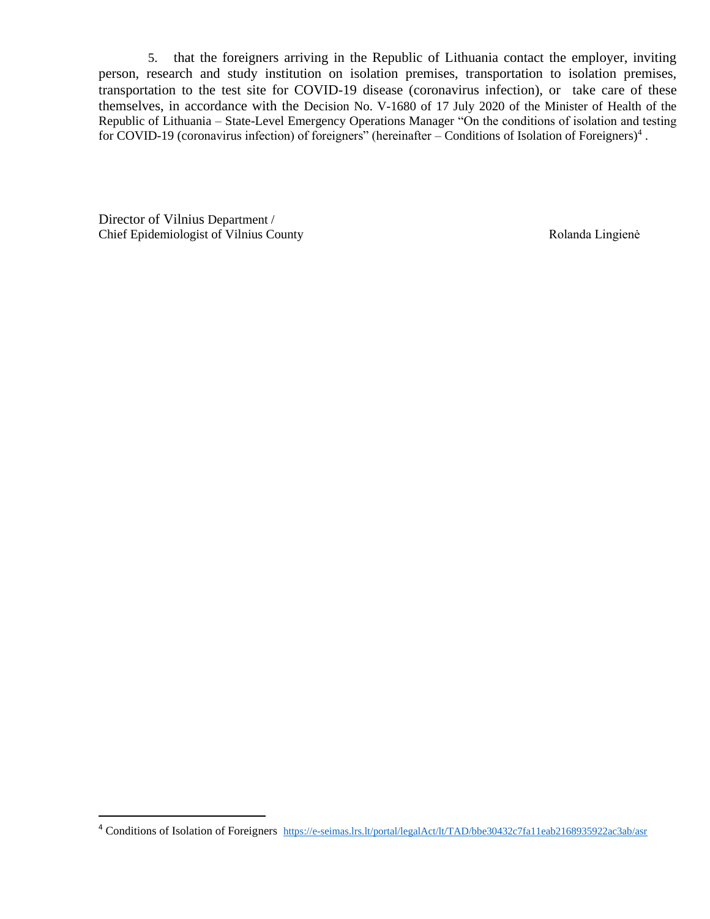5. that the foreigners arriving in the Republic of Lithuania contact the employer, inviting person, research and study institution on isolation premises, transportation to isolation premises, transportation to the test site for COVID-19 disease (coronavirus infection), or take care of these themselves, in accordance with the Decision No. V-1680 of 17 July 2020 of the Minister of Health of the Republic of Lithuania – State-Level Emergency Operations Manager "On the conditions of isolation and testing for COVID-19 (coronavirus infection) of foreigners" (hereinafter – Conditions of Isolation of Foreigners)[4] .

Director of Vilnius Department /
Chief Epidemiologist of Vilnius County                                                  Rolanda Lingienė

[4] Conditions of Isolation of Foreigners https://e-seimas.lrs.lt/portal/legalAct/lt/TAD/bbe30432c7fa11eab2168935922ac3ab/asr